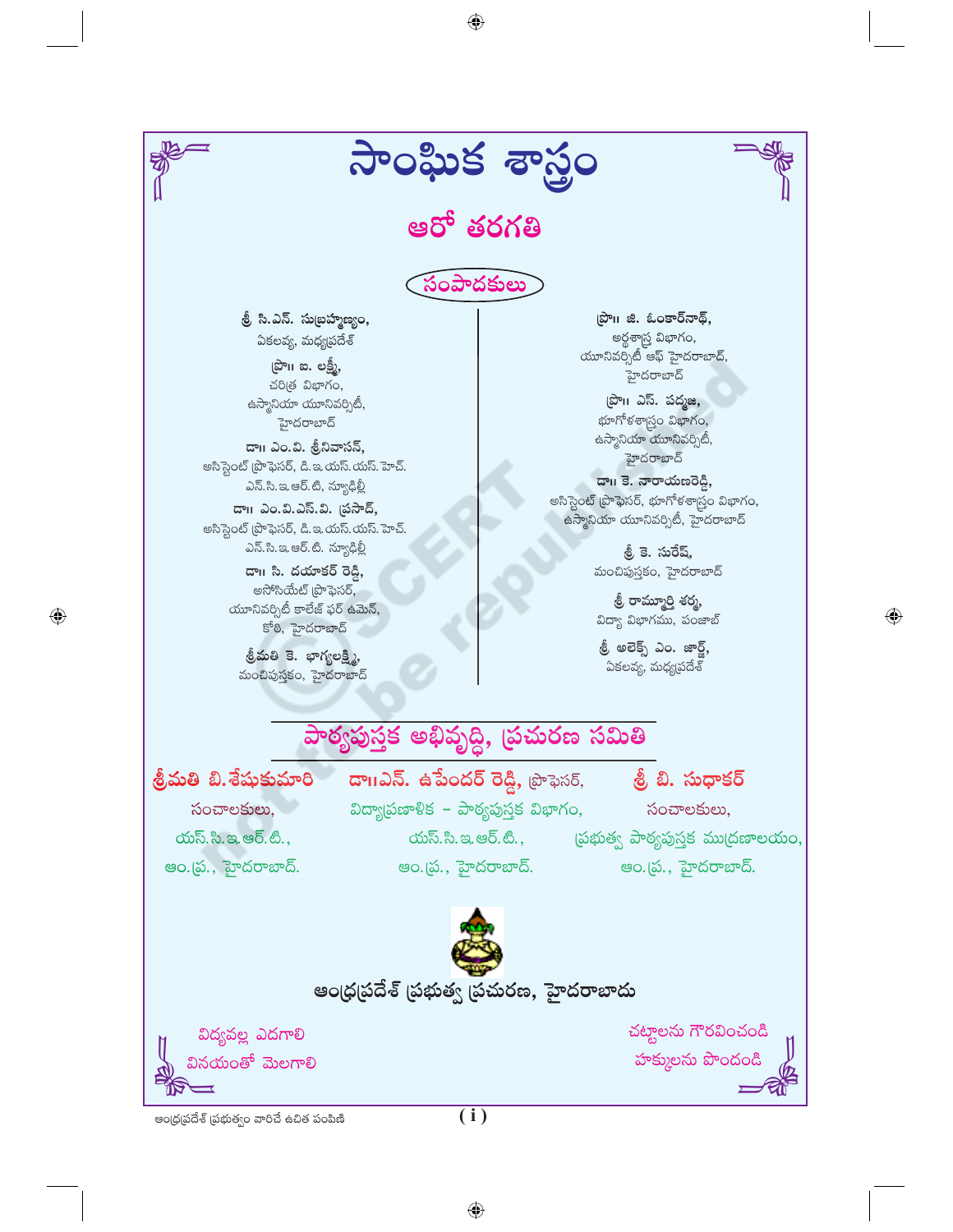# సాంఘిక శాస్త్రం

## ఆరో తరగతి

### సంపాదకులు

**శ్రీ సి.ఎన్. సుబ్రహ్మణ్యం,**
ఏకలవ్య, మధ్యప్రదేశ్

**ప్రొ॥ ఐ. లక్ష్మీ,**
చరిత్ర విభాగం,
ఉస్మానియా యూనివర్సిటీ,
హైదరాబాద్

**డా॥ ఎం.వి. శ్రీనివాసన్,**
అసిస్టెంట్ ప్రొఫెసర్, డి.ఇ.యస్.యస్.హెచ్.
ఎన్.సి.ఇ.ఆర్.టి, న్యూఢిల్లీ

**డా॥ ఎం.వి.ఎస్.వి. ప్రసాద్,**
అసిస్టెంట్ ప్రొఫెసర్, డి.ఇ.యస్.యస్.హెచ్.
ఎన్.సి.ఇ.ఆర్.టి. న్యూఢిల్లీ

**డా॥ సి. దయాకర్ రెడ్డి,**
అసోసియేట్ ప్రొఫెసర్,
యూనివర్సిటీ కాలేజ్ ఫర్ ఉమెన్,
కోఠి, హైదరాబాద్

**శ్రీమతి కె. భాగ్యలక్ష్మి,**
మంచిపుస్తకం, హైదరాబాద్

**ప్రొ॥ జి. ఓంకార్‌నాథ్,**
అర్థశాస్త్ర విభాగం,
యూనివర్సిటీ ఆఫ్ హైదరాబాద్,
హైదరాబాద్

**ప్రొ॥ ఎస్. పద్మజ,**
భూగోళశాస్త్రం విభాగం,
ఉస్మానియా యూనివర్సిటీ,
హైదరాబాద్

**డా॥ కె. నారాయణరెడ్డి,**
అసిస్టెంట్ ప్రొఫెసర్, భూగోళశాస్త్రం విభాగం,
ఉస్మానియా యూనివర్సిటీ, హైదరాబాద్

**శ్రీ కె. సురేష్,**
మంచిపుస్తకం, హైదరాబాద్

**శ్రీ రామ్మూర్తి శర్మ,**
విద్యా విభాగము, పంజాబ్

**శ్రీ అలెక్స్ ఎం. జార్జ్,**
ఏకలవ్య, మధ్యప్రదేశ్

### పాఠ్యపుస్తక అభివృద్ధి, ప్రచురణ సమితి

**శ్రీమతి బి. శేషుకుమారి**
సంచాలకులు,
యస్.సి.ఇ.ఆర్.టి.,
ఆం.ప్ర., హైదరాబాద్.

**డా॥ఎన్. ఉపేందర్ రెడ్డి,** ప్రొఫెసర్,
విద్యాప్రణాళిక - పాఠ్యపుస్తక విభాగం,
యస్.సి.ఇ.ఆర్.టి.,
ఆం.ప్ర., హైదరాబాద్.

**శ్రీ బి. సుధాకర్**
సంచాలకులు,
ప్రభుత్వ పాఠ్యపుస్తక ముద్రణాలయం,
ఆం.ప్ర., హైదరాబాద్.

**ఆంధ్రప్రదేశ్ ప్రభుత్వ ప్రచురణ, హైదరాబాదు**

విద్యవల్ల ఎదగాలి
వినయంతో మెలగాలి

చట్టాలను గౌరవించండి
హక్కులను పొందండి

ఆంధ్రప్రదేశ్ ప్రభుత్వం వారిచే ఉచిత పంపిణీ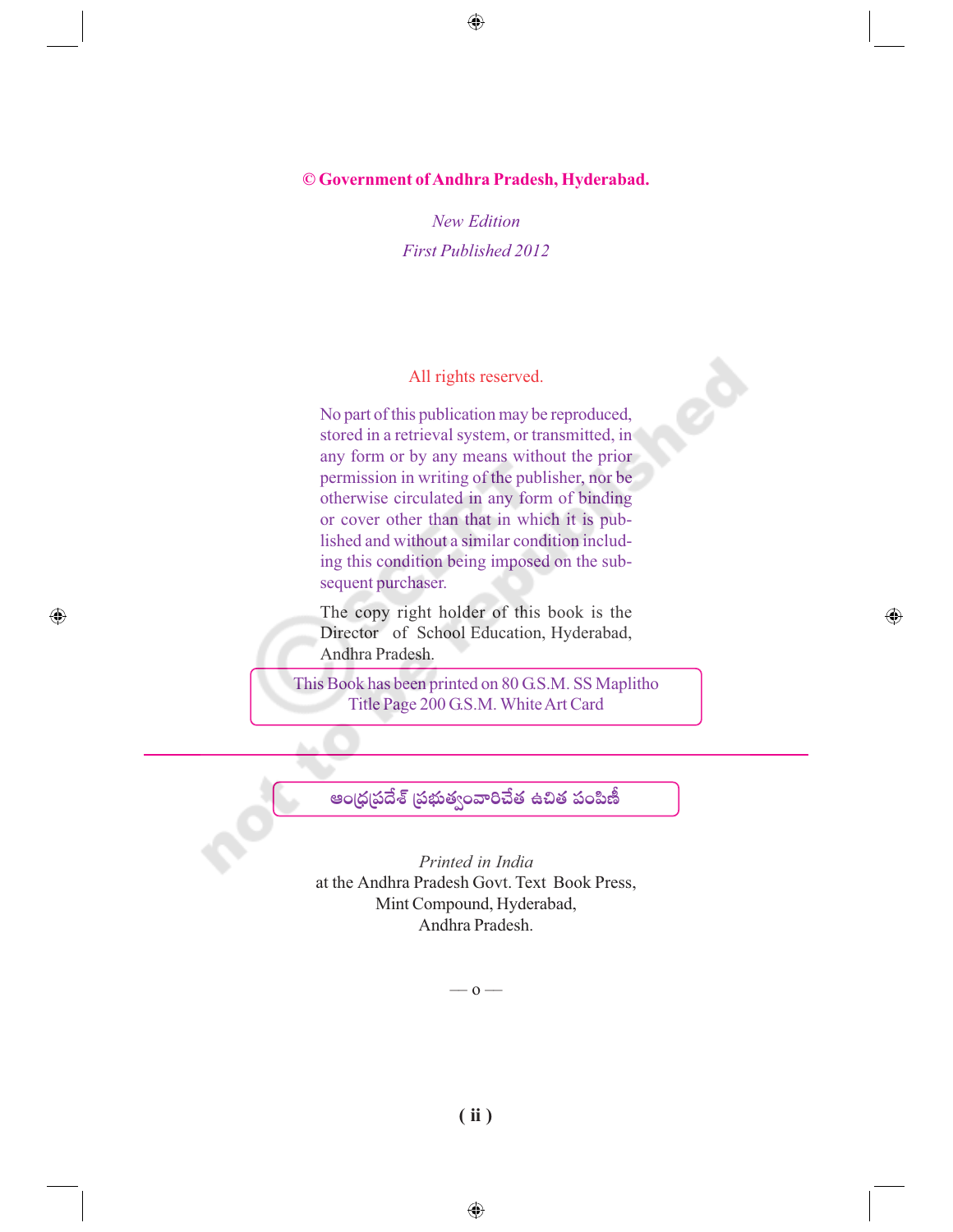**© Government of Andhra Pradesh, Hyderabad.**

*New Edition*

*First Published 2012*

All rights reserved.

No part of this publication may be reproduced, stored in a retrieval system, or transmitted, in any form or by any means without the prior permission in writing of the publisher, nor be otherwise circulated in any form of binding or cover other than that in which it is published and without a similar condition including this condition being imposed on the subsequent purchaser.

The copy right holder of this book is the Director of School Education, Hyderabad, Andhra Pradesh.

This Book has been printed on 80 G.S.M. SS Maplitho
Title Page 200 G.S.M. White Art Card

ఆంధ్రప్రదేశ్ ప్రభుత్వంవారిచేత ఉచిత పంపిణీ

*Printed in India*
at the Andhra Pradesh Govt. Text Book Press,
Mint Compound, Hyderabad,
Andhra Pradesh.

— o —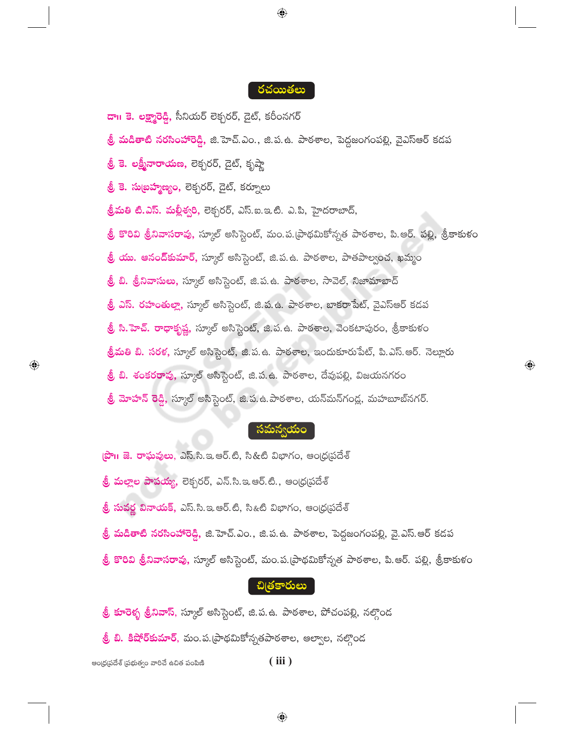## రచయితలు

**డా॥ కె. లక్ష్మారెడ్డి,** సీనియర్ లెక్చరర్, డైట్, కరీంనగర్

**శ్రీ మడితాటి నరసింహారెడ్డి,** జి.హెచ్.ఎం., జి.ప.ఉ. పాఠశాల, పెద్దజంగంపల్లి, వైఎస్ఆర్ కడప

**శ్రీ కె. లక్ష్మీనారాయణ,** లెక్చరర్, డైట్, కృష్ణా

**శ్రీ కె. సుబ్రహ్మణ్యం,** లెక్చరర్, డైట్, కర్నూలు

**శ్రీమతి టి.ఎస్. మల్లీశ్వరి,** లెక్చరర్, ఎస్.ఐ.ఇ.టి. ఎ.పి, హైదరాబాద్,

**శ్రీ కొరివి శ్రీనివాసరావు,** స్కూల్ అసిస్టెంట్, మం.ప.ప్రాథమికోన్నత పాఠశాల, పి.ఆర్. పల్లి, శ్రీకాకుళం

**శ్రీ యు. ఆనంద్‌కుమార్,** స్కూల్ అసిస్టెంట్, జి.ప.ఉ. పాఠశాల, పాతపాల్వంచ, ఖమ్మం

**శ్రీ బి. శ్రీనివాసులు,** స్కూల్ అసిస్టెంట్, జి.ప.ఉ. పాఠశాల, సావెల్, నిజామాబాద్

**శ్రీ ఎస్. రహంతుల్లా,** స్కూల్ అసిస్టెంట్, జి.ప.ఉ. పాఠశాల, బాకరాపేట్, వైఎస్ఆర్ కడప

**శ్రీ సి.హెచ్. రాధాకృష్ణ,** స్కూల్ అసిస్టెంట్, జి.ప.ఉ. పాఠశాల, వెంకటాపురం, శ్రీకాకుళం

**శ్రీమతి బి. సరళ,** స్కూల్ అసిస్టెంట్, జి.ప.ఉ. పాఠశాల, ఇందుకూరుపేట్, పి.ఎస్.ఆర్. నెల్లూరు

**శ్రీ బి. శంకరరావు,** స్కూల్ అసిస్టెంట్, జి.ప.ఉ. పాఠశాల, దేవుపల్లి, విజయనగరం

**శ్రీ మోహన్ రెడ్డి,** స్కూల్ అసిస్టెంట్, జి.ప.ఉ.పాఠశాల, యన్‌మన్‌గండ్ల, మహబూబ్‌నగర్.

## సమన్వయం

**ప్రొ॥ జె. రాఘవులు,** ఎస్.సి.ఇ.ఆర్.టి, సి&టి విభాగం, ఆంధ్రప్రదేశ్

**శ్రీ మల్లాల పాపయ్య,** లెక్చరర్, ఎస్.సి.ఇ.ఆర్.టి., ఆంధ్రప్రదేశ్

**శ్రీ సువర్ణ వినాయక్,** ఎస్.సి.ఇ.ఆర్.టి, సి&టి విభాగం, ఆంధ్రప్రదేశ్

**శ్రీ మడితాటి నరసింహారెడ్డి,** జి.హెచ్.ఎం., జి.ప.ఉ. పాఠశాల, పెద్దజంగంపల్లి, వై.ఎస్.ఆర్ కడప

**శ్రీ కొరివి శ్రీనివాసరావు,** స్కూల్ అసిస్టెంట్, మం.ప.ప్రాథమికోన్నత పాఠశాల, పి.ఆర్. పల్లి, శ్రీకాకుళం

## చిత్రకారులు

**శ్రీ కూరెళ్ళ శ్రీనివాస్,** స్కూల్ అసిస్టెంట్, జి.ప.ఉ. పాఠశాల, పోచంపల్లి, నల్గొండ

**శ్రీ బి. కిషోర్‌కుమార్,** మం.ప.ప్రాథమికోన్నతపాఠశాల, ఆల్వాల, నల్గొండ

ఆంధ్రప్రదేశ్ ప్రభుత్వం వారిచే ఉచిత పంపిణీ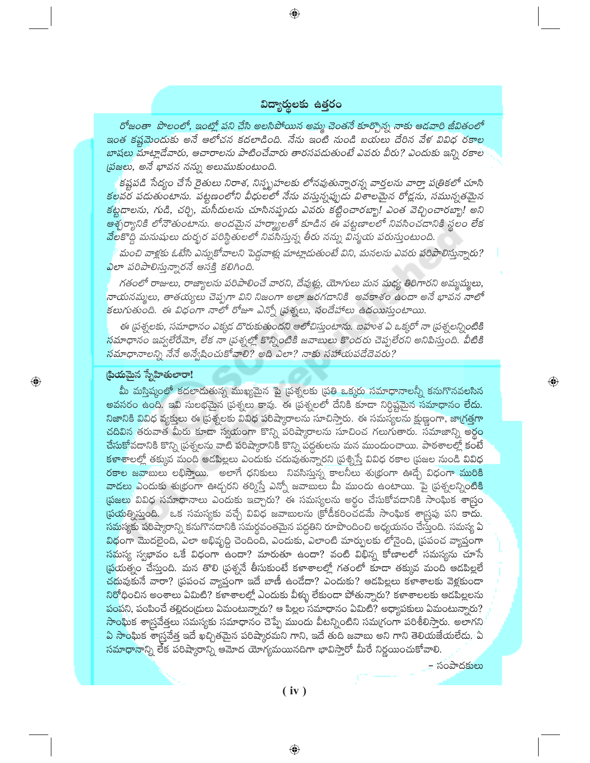## విద్యార్థులకు ఉత్తరం

*రోజంతా పొలంలో, ఇంట్లో పని చేసి అలసిపోయిన అమ్మ చెంతనే కూర్చొన్న నాకు ఆడవారి జీవితంలో ఇంత కష్టమెందుకు అనే ఆలోచన కదలాడింది. నేను ఇంటి నుండి బయలు దేరిన వేళ వివిధ రకాల బాషలు మాట్లాడేవారు, ఆచారాలను పాటించేవారు తారసపడుతుంటే ఎవరు వీరు? ఎందుకు ఇన్ని రకాల ప్రజలు, అనే భావన నన్ను అలుముకుంటుంది.*

*కష్టపడి సేద్యం చేసే రైతులు నిరాశ, నిస్పృహలకు లోనవుతున్నారన్న వార్తలను వార్తా పత్రికలో చూసి కలవర పడుతుంటాను. పట్టణంలోని వీధులలో నేను వస్తున్నప్పుడు విశాలమైన రోడ్లను, సమున్నతమైన కట్టడాలను, గుడి, చర్చి, మసీదులను చూసినప్పుడు ఎవరు కట్టించారబ్బా! ఎంత వెచ్చించారబ్బా! అని ఆశ్చర్యానికి లోనౌతుంటాను. అందమైన హర్మ్యాలతో కూడిన ఈ పట్టణాలలో నివసించడానికి స్థలం లేక వేలకొద్ది మనుషులు దుర్భర పరిస్థితులలో నివసిస్తున్న తీరు నన్ను విస్మయ పరుస్తుంటుంది.*

*మంచి వాళ్లకు ఓటేసి ఎన్నుకోవాలని పెద్దవాళ్లు మాట్లాడుతుంటే విని, మనలను ఎవరు పరిపాలిస్తున్నారు? ఎలా పరిపాలిస్తున్నారనే ఆసక్తి కలిగింది.*

*గతంలో రాజులు, రాజ్యాలను పరిపాలించే వారని, దేవుళ్లు, యోగులు మన మధ్య తిరిగారని అమ్మమ్మలు, నాయనమ్మలు, తాతయ్యలు చెప్పగా విని నిజంగా అలా జరగడానికి అవకాశం ఉందా అనే భావన నాలో కలుగుతుంది. ఈ విధంగా నాలో రోజూ ఎన్నో ప్రశ్నలు, సందేహాలు ఉదయిస్తుంటాయి.*

*ఈ ప్రశ్నలకు, సమాధానం ఎక్కడ దొరుకుతుందని ఆలోచిస్తుంటాను. బహుశ ఏ ఒక్కరో నా ప్రశ్నలన్నింటికి సమాధానం ఇవ్వలేరేమో, లేక నా ప్రశ్నల్లో కొన్నింటికి జవాబులు కొందరు చెప్పలేరని అనిపిస్తుంది. వీటికి సమాధానాలన్నీ నేనే అన్వేషించుకోవాలి? అది ఎలా? నాకు సహాయపడేదెవరు?*

**ప్రియమైన స్నేహితులారా!**

మీ మస్తిష్కంలో కదలాడుతున్న ముఖ్యమైన పై ప్రశ్నలకు ప్రతి ఒక్కరు సమాధానాలన్నీ కనుగొనవలసిన అవసరం ఉంది. ఇవి సులభమైన ప్రశ్నలు కావు. ఈ ప్రశ్నలలో దేనికి కూడా నిర్దిష్టమైన సమాధానం లేదు. నిజానికి వివిధ వ్యక్తులు ఈ ప్రశ్నలకు వివిధ పరిష్కారాలను సూచిస్తారు. ఈ సమస్యలను క్షుణ్ణంగా, జాగ్రత్తగా చదివిన తరువాత మీరు కూడా స్వయంగా కొన్ని పరిష్కారాలను సూచించ గలుగుతారు. సమాజాన్ని అర్థం చేసుకోవడానికి కొన్ని ప్రశ్నలను వాటి పరిష్కారానికి కొన్ని పద్ధతులను మన ముందుంచాయి. పాఠశాలల్లో కంటే కళాశాలల్లో తక్కువ మంది ఆడపిల్లలు ఎందుకు చదువుతున్నారని ప్రశ్నిస్తే వివిధ రకాల ప్రజల నుండి వివిధ రకాల జవాబులు లభిస్తాయి. అలాగే ధనికులు నివసిస్తున్న కాలనీలు శుభ్రంగా ఊడ్చే విధంగా మురికి వాడలు ఎందుకు శుభ్రంగా ఊడ్చరని తర్కిస్తే ఎన్నో జవాబులు మీ ముందు ఉంటాయి. పై ప్రశ్నలన్నింటికి ప్రజలు వివిధ సమాధానాలు ఎందుకు ఇచ్చారు? ఈ సమస్యలను అర్థం చేసుకోవడానికి సాంఘిక శాస్త్రం ప్రయత్నిస్తుంది. ఒక సమస్యకు వచ్చే వివిధ జవాబులను క్రోడీకరించడమే సాంఘిక శాస్త్రపు పని కాదు. సమస్యకు పరిష్కారాన్ని కనుగొనడానికి సమర్థవంతమైన పద్ధతిని రూపొందించి అధ్యయనం చేస్తుంది. సమస్య ఏ విధంగా మొదలైంది, ఎలా అభివృద్ధి చెందింది, ఎందుకు, ఎలాంటి మార్పులకు లోనైంది, ప్రపంచ వ్యాప్తంగా సమస్య స్వభావం ఒకే విధంగా ఉందా? మారుతూ ఉందా? వంటి విభిన్న కోణాలలో సమస్యను చూసే ప్రయత్నం చేస్తుంది. మన తొలి ప్రశ్ననే తీసుకుంటే కళాశాలల్లో గతంలో కూడా తక్కువ మంది ఆడపిల్లలే చదువుకునే వారా? ప్రపంచ వ్యాప్తంగా ఇదే బాణీ ఉండేదా? ఎందుకు? ఆడపిల్లలు కళాశాలకు వెళ్లకుండా నిరోధించిన అంశాలు ఏమిటి? కళాశాలల్లో ఎందుకు వీళ్ళు లేకుండా పోతున్నారు? కళాశాలలకు ఆడపిల్లలను పంపని, పంపించే తల్లిదండ్రులు ఏమంటున్నారు? ఆ పిల్లల సమాధానం ఏమిటి? అధ్యాపకులు ఏమంటున్నారు? సాంఘిక శాస్త్రవేత్తలు సమస్యకు సమాధానం చెప్పే ముందు వీటన్నింటిని సమగ్రంగా పరిశీలిస్తారు. అలాగని ఏ సాంఘిక శాస్త్రవేత్త ఇదే ఖచ్చితమైన పరిష్కారమని గాని, ఇదే తుది జవాబు అని గాని తెలియజేయలేదు. ఏ సమాధానాన్ని లేక పరిష్కారాన్ని ఆమోద యోగ్యమయినదిగా భావిస్తారో మీరే నిర్ణయించుకోవాలి.

– సంపాదకులు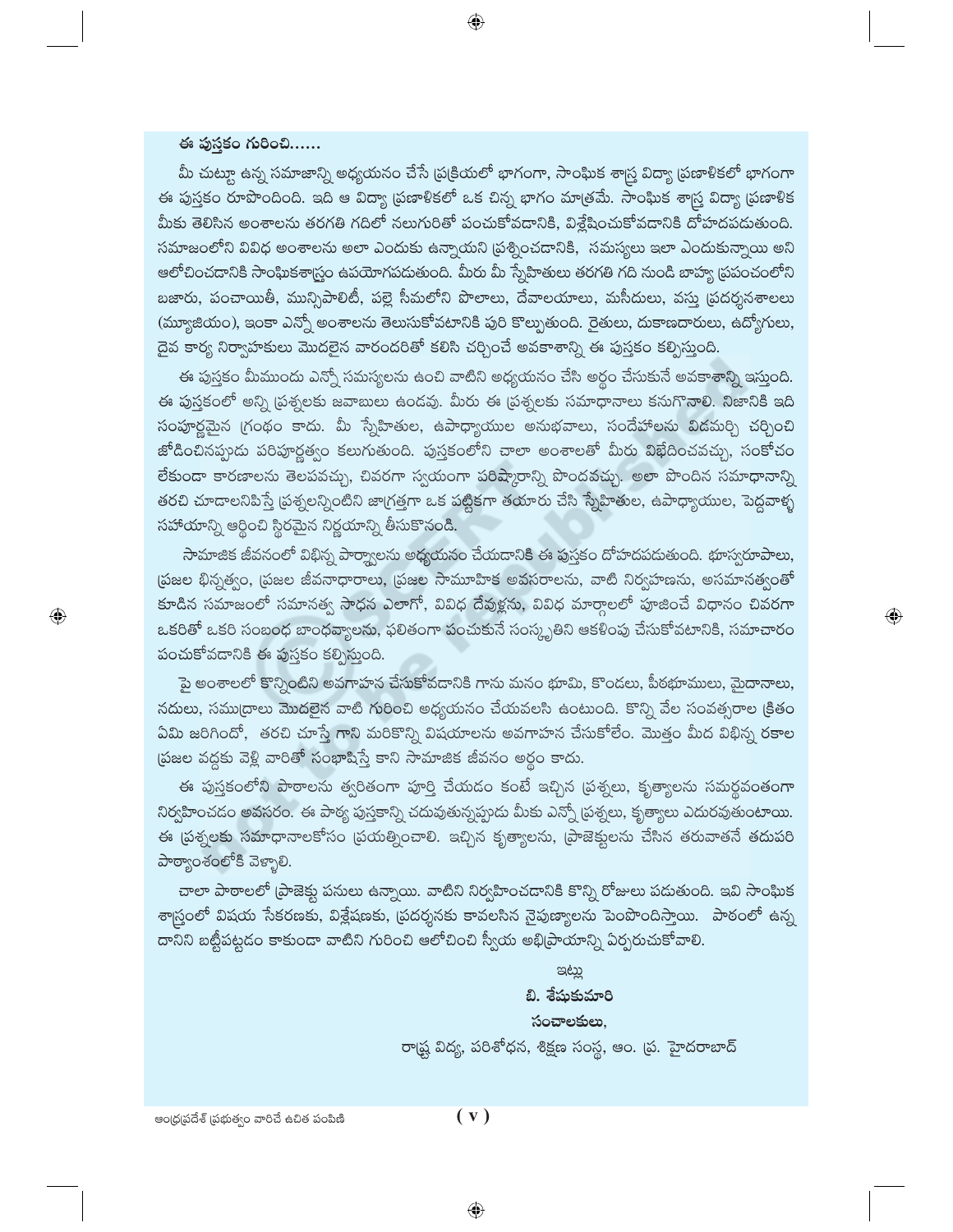**ఈ పుస్తకం గురించి......**

మీ చుట్టూ ఉన్న సమాజాన్ని అధ్యయనం చేసే ప్రక్రియలో భాగంగా, సాంఘిక శాస్త్ర విద్యా ప్రణాళికలో భాగంగా ఈ పుస్తకం రూపొందింది. ఇది ఆ విద్యా ప్రణాళికలో ఒక చిన్న భాగం మాత్రమే. సాంఘిక శాస్త్ర విద్యా ప్రణాళిక మీకు తెలిసిన అంశాలను తరగతి గదిలో నలుగురితో పంచుకోవడానికి, విశ్లేషించుకోవడానికి దోహదపడుతుంది. సమాజంలోని వివిధ అంశాలను అలా ఎందుకు ఉన్నాయని ప్రశ్నించడానికి, సమస్యలు ఇలా ఎందుకున్నాయి అని ఆలోచించడానికి సాంఘికశాస్త్రం ఉపయోగపడుతుంది. మీరు మీ స్నేహితులు తరగతి గది నుండి బాహ్య ప్రపంచంలోని బజారు, పంచాయితీ, మున్సిపాలిటీ, పల్లె సీమలోని పొలాలు, దేవాలయాలు, మసీదులు, వస్తు ప్రదర్శనశాలలు (మ్యూజియం), ఇంకా ఎన్నో అంశాలను తెలుసుకోవటానికి పురి కొల్పుతుంది. రైతులు, దుకాణదారులు, ఉద్యోగులు, దైవ కార్య నిర్వాహకులు మొదలైన వారందరితో కలిసి చర్చించే అవకాశాన్ని ఈ పుస్తకం కల్పిస్తుంది.

ఈ పుస్తకం మీముందు ఎన్నో సమస్యలను ఉంచి వాటిని అధ్యయనం చేసి అర్థం చేసుకునే అవకాశాన్ని ఇస్తుంది. ఈ పుస్తకంలో అన్ని ప్రశ్నలకు జవాబులు ఉండవు. మీరు ఈ ప్రశ్నలకు సమాధానాలు కనుగొనాలి. నిజానికి ఇది సంపూర్ణమైన గ్రంథం కాదు. మీ స్నేహితుల, ఉపాధ్యాయుల అనుభవాలు, సందేహాలను విడమర్చి చర్చించి జోడించినప్పుడు పరిపూర్ణత్వం కలుగుతుంది. పుస్తకంలోని చాలా అంశాలతో మీరు విభేదించవచ్చు, సంకోచం లేకుండా కారణాలను తెలపవచ్చు, చివరగా స్వయంగా పరిష్కారాన్ని పొందవచ్చు. అలా పొందిన సమాధానాన్ని తరచి చూడాలనిపిస్తే ప్రశ్నలన్నింటిని జాగ్రత్తగా ఒక పట్టికగా తయారు చేసి స్నేహితుల, ఉపాధ్యాయుల, పెద్దవాళ్ళ సహాయాన్ని ఆర్థించి స్థిరమైన నిర్ణయాన్ని తీసుకొనండి.

సామాజిక జీవనంలో విభిన్న పార్శ్వాలను అధ్యయనం చేయడానికి ఈ పుస్తకం దోహదపడుతుంది. భూస్వరూపాలు, ప్రజల భిన్నత్వం, ప్రజల జీవనాధారాలు, ప్రజల సామూహిక అవసరాలను, వాటి నిర్వహణను, అసమానత్వంతో కూడిన సమాజంలో సమానత్వ సాధన ఎలాగో, వివిధ దేవుళ్లను, వివిధ మార్గాలలో పూజించే విధానం చివరగా ఒకరితో ఒకరి సంబంధ బాంధవ్యాలను, ఫలితంగా పంచుకునే సంస్కృతిని ఆకళింపు చేసుకోవటానికి, సమాచారం పంచుకోవడానికి ఈ పుస్తకం కల్పిస్తుంది.

పై అంశాలలో కొన్నింటిని అవగాహన చేసుకోవడానికి గాను మనం భూమి, కొండలు, పీఠభూములు, మైదానాలు, నదులు, సముద్రాలు మొదలైన వాటి గురించి అధ్యయనం చేయవలసి ఉంటుంది. కొన్ని వేల సంవత్సరాల క్రితం ఏమి జరిగిందో, తరచి చూస్తే గాని మరికొన్ని విషయాలను అవగాహన చేసుకోలేం. మొత్తం మీద విభిన్న రకాల ప్రజల వద్దకు వెళ్లి వారితో సంభాషిస్తే కాని సామాజిక జీవనం అర్థం కాదు.

ఈ పుస్తకంలోని పాఠాలను త్వరితంగా పూర్తి చేయడం కంటే ఇచ్చిన ప్రశ్నలు, కృత్యాలను సమర్థవంతంగా నిర్వహించడం అవసరం. ఈ పాఠ్య పుస్తకాన్ని చదువుతున్నప్పుడు మీకు ఎన్నో ప్రశ్నలు, కృత్యాలు ఎదురవుతుంటాయి. ఈ ప్రశ్నలకు సమాధానాలకోసం ప్రయత్నించాలి. ఇచ్చిన కృత్యాలను, ప్రాజెక్టులను చేసిన తరువాతనే తదుపరి పాఠ్యాంశంలోకి వెళ్ళాలి.

చాలా పాఠాలలో ప్రాజెక్టు పనులు ఉన్నాయి. వాటిని నిర్వహించడానికి కొన్ని రోజులు పడుతుంది. ఇవి సాంఘిక శాస్త్రంలో విషయ సేకరణకు, విశ్లేషణకు, ప్రదర్శనకు కావలసిన నైపుణ్యాలను పెంపొందిస్తాయి. పాఠంలో ఉన్న దానిని బట్టీపట్టడం కాకుండా వాటిని గురించి ఆలోచించి స్వీయ అభిప్రాయాన్ని ఏర్పరుచుకోవాలి.

ఇట్లు

**బి. శేషుకుమారి**

**సంచాలకులు,**

రాష్ట్ర విద్య, పరిశోధన, శిక్షణ సంస్థ, ఆం. ప్ర. హైదరాబాద్

ఆంధ్రప్రదేశ్ ప్రభుత్వం వారిచే ఉచిత పంపిణీ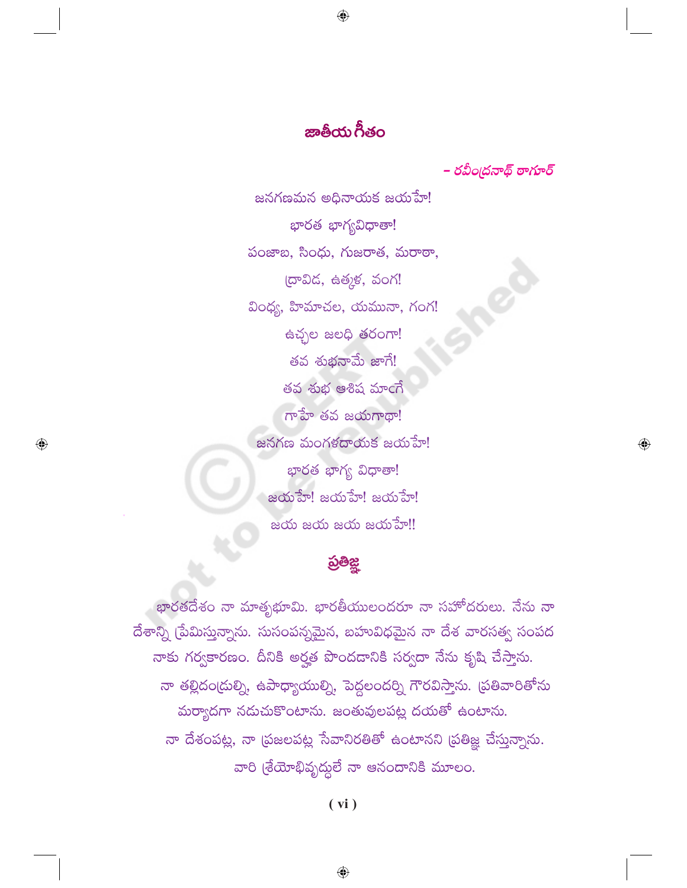# జాతీయ గీతం

*– రవీంద్రనాథ్ టాగూర్*

జనగణమన అధినాయక జయహే!
భారత భాగ్యవిధాతా!
పంజాబ, సింధు, గుజరాత, మరాఠా,
ద్రావిడ, ఉత్కళ, వంగ!
వింధ్య, హిమాచల, యమునా, గంగ!
ఉచ్ఛల జలధి తరంగా!
తవ శుభనామే జాగే!
తవ శుభ ఆశిష మాఁగే
గాహే తవ జయగాథా!
జనగణ మంగళదాయక జయహే!
భారత భాగ్య విధాతా!
జయహే! జయహే! జయహే!
జయ జయ జయ జయహే!!

## ప్రతిజ్ఞ

భారతదేశం నా మాతృభూమి. భారతీయులందరూ నా సహోదరులు. నేను నా దేశాన్ని ప్రేమిస్తున్నాను. సుసంపన్నమైన, బహువిధమైన నా దేశ వారసత్వ సంపద నాకు గర్వకారణం. దీనికి అర్హత పొందడానికి సర్వదా నేను కృషి చేస్తాను.

నా తల్లిదండ్రుల్ని, ఉపాధ్యాయుల్ని, పెద్దలందర్ని గౌరవిస్తాను. ప్రతివారితోను మర్యాదగా నడుచుకొంటాను. జంతువులపట్ల దయతో ఉంటాను.

నా దేశంపట్ల, నా ప్రజలపట్ల సేవానిరతితో ఉంటానని ప్రతిజ్ఞ చేస్తున్నాను. వారి శ్రేయోభివృద్ధులే నా ఆనందానికి మూలం.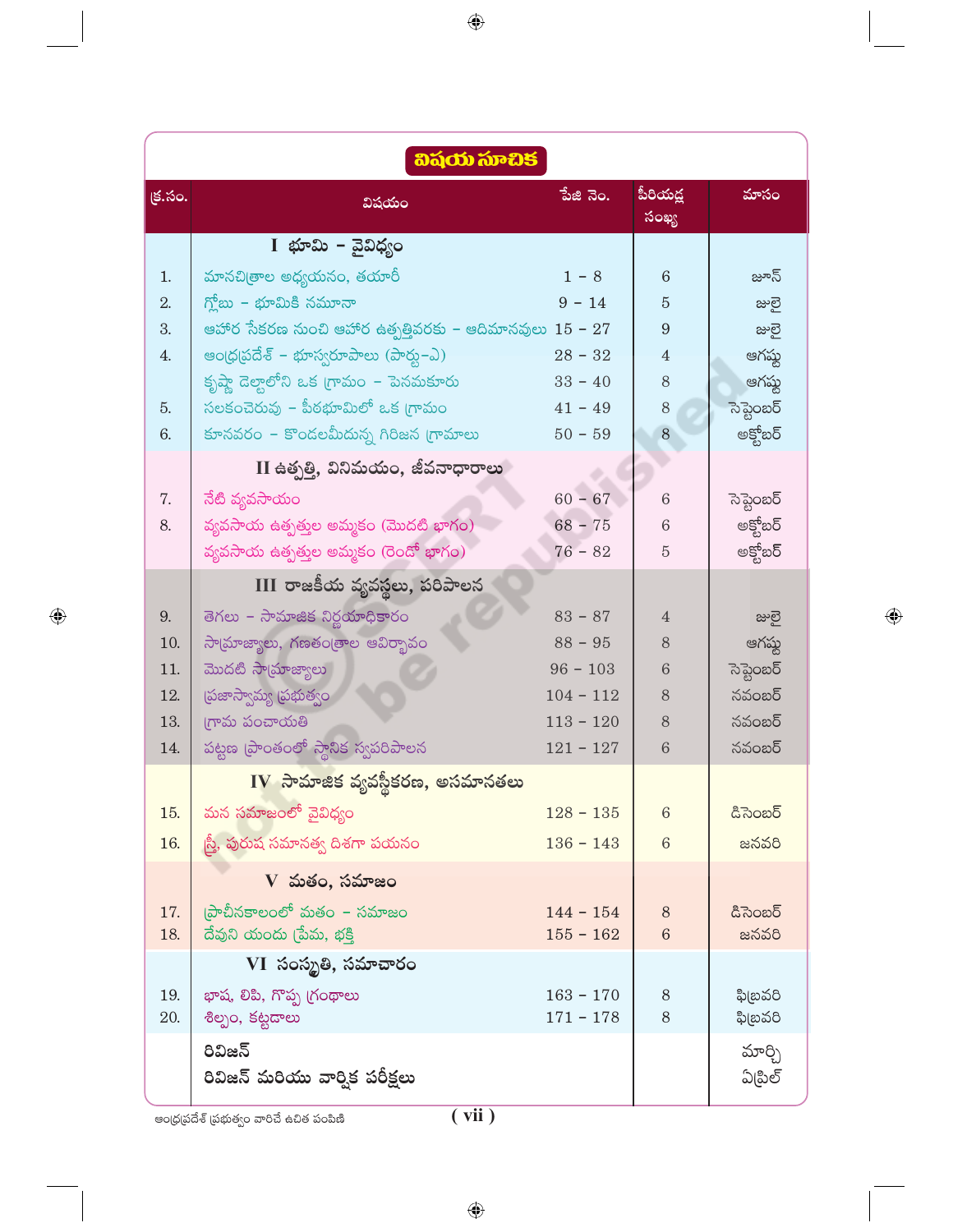# విషయ సూచిక

| క్ర.సం. | విషయం | పేజి నెం. | పీరియడ్ల సంఖ్య | మాసం |
|---|---|---|---|---|
| | **I భూమి - వైవిధ్యం** | | | |
| 1. | మానచిత్రాల అధ్యయనం, తయారీ | 1 - 8 | 6 | జూన్ |
| 2. | గ్లోబు - భూమికి నమూనా | 9 - 14 | 5 | జులై |
| 3. | ఆహార సేకరణ నుంచి ఆహార ఉత్పత్తివరకు - ఆదిమానవులు | 15 - 27 | 9 | జులై |
| 4. | ఆంధ్రప్రదేశ్ - భూస్వరూపాలు (పార్టు-ఎ) | 28 - 32 | 4 | ఆగష్టు |
| | కృష్ణా డెల్టాలోని ఒక గ్రామం - పెనమకూరు | 33 - 40 | 8 | ఆగష్టు |
| 5. | సలకంచెరువు - పీఠభూమిలో ఒక గ్రామం | 41 - 49 | 8 | సెప్టెంబర్ |
| 6. | కూనవరం - కొండలమీదున్న గిరిజన గ్రామాలు | 50 - 59 | 8 | అక్టోబర్ |
| | **II ఉత్పత్తి, వినిమయం, జీవనాధారాలు** | | | |
| 7. | నేటి వ్యవసాయం | 60 - 67 | 6 | సెప్టెంబర్ |
| 8. | వ్యవసాయ ఉత్పత్తుల అమ్మకం (మొదటి భాగం) | 68 - 75 | 6 | అక్టోబర్ |
| | వ్యవసాయ ఉత్పత్తుల అమ్మకం (రెండో భాగం) | 76 - 82 | 5 | అక్టోబర్ |
| | **III రాజకీయ వ్యవస్థలు, పరిపాలన** | | | |
| 9. | తెగలు - సామాజిక నిర్ణయాధికారం | 83 - 87 | 4 | జులై |
| 10. | సామ్రాజ్యాలు, గణతంత్రాల ఆవిర్భావం | 88 - 95 | 8 | ఆగష్టు |
| 11. | మొదటి సామ్రాజ్యాలు | 96 - 103 | 6 | సెప్టెంబర్ |
| 12. | ప్రజాస్వామ్య ప్రభుత్వం | 104 - 112 | 8 | నవంబర్ |
| 13. | గ్రామ పంచాయతి | 113 - 120 | 8 | నవంబర్ |
| 14. | పట్టణ ప్రాంతంలో స్థానిక స్వపరిపాలన | 121 - 127 | 6 | నవంబర్ |
| | **IV సామాజిక వ్యవస్థీకరణ, అసమానతలు** | | | |
| 15. | మన సమాజంలో వైవిధ్యం | 128 - 135 | 6 | డిసెంబర్ |
| 16. | స్త్రీ, పురుష సమానత్వ దిశగా పయనం | 136 - 143 | 6 | జనవరి |
| | **V మతం, సమాజం** | | | |
| 17. | ప్రాచీనకాలంలో మతం - సమాజం | 144 - 154 | 8 | డిసెంబర్ |
| 18. | దేవుని యందు ప్రేమ, భక్తి | 155 - 162 | 6 | జనవరి |
| | **VI సంస్కృతి, సమాచారం** | | | |
| 19. | భాష, లిపి, గొప్ప గ్రంథాలు | 163 - 170 | 8 | ఫిబ్రవరి |
| 20. | శిల్పం, కట్టడాలు | 171 - 178 | 8 | ఫిబ్రవరి |
| | **రివిజన్** | | | మార్చి |
| | **రివిజన్ మరియు వార్షిక పరీక్షలు** | | | ఏప్రిల్ |

ఆంధ్రప్రదేశ్ ప్రభుత్వం వారిచే ఉచిత పంపిణీ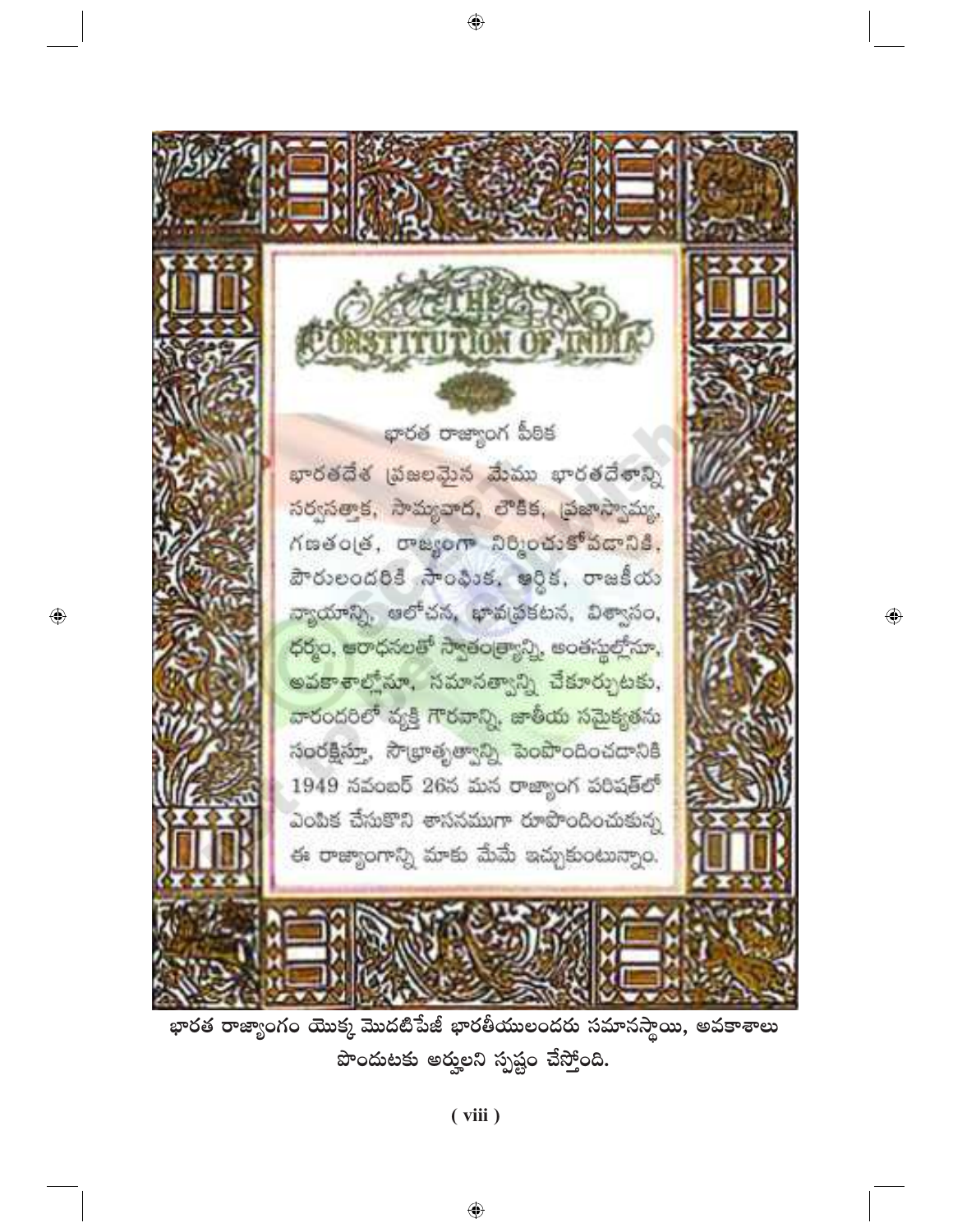THE CONSTITUTION OF INDIA

## భారత రాజ్యాంగ పీఠిక

భారతదేశ ప్రజలమైన మేము భారతదేశాన్ని సర్వసత్తాక, సామ్యవాద, లౌకిక, ప్రజాస్వామ్య, గణతంత్ర, రాజ్యంగా నిర్మించుకోవడానికి, పౌరులందరికి సాంఘిక, ఆర్థిక, రాజకీయ న్యాయాన్ని, ఆలోచన, భావప్రకటన, విశ్వాసం, ధర్మం, ఆరాధనలతో స్వాతంత్ర్యాన్ని, అంతస్థుల్లోనూ, అవకాశాల్లోనూ, సమానత్వాన్ని చేకూర్చుటకు, వారందరిలో వ్యక్తి గౌరవాన్ని, జాతీయ సమైక్యతను సంరక్షిస్తూ, సౌభ్రాతృత్వాన్ని పెంపొందించడానికి 1949 నవంబర్ 26న మన రాజ్యాంగ పరిషత్‌లో ఎంపిక చేసుకొని శాసనముగా రూపొందించుకున్న ఈ రాజ్యాంగాన్ని మాకు మేమే ఇచ్చుకుంటున్నాం.

**భారత రాజ్యాంగం యొక్క మొదటిపేజీ భారతీయులందరు సమానస్థాయి, అవకాశాలు పొందుటకు అర్హులని స్పష్టం చేస్తోంది.**